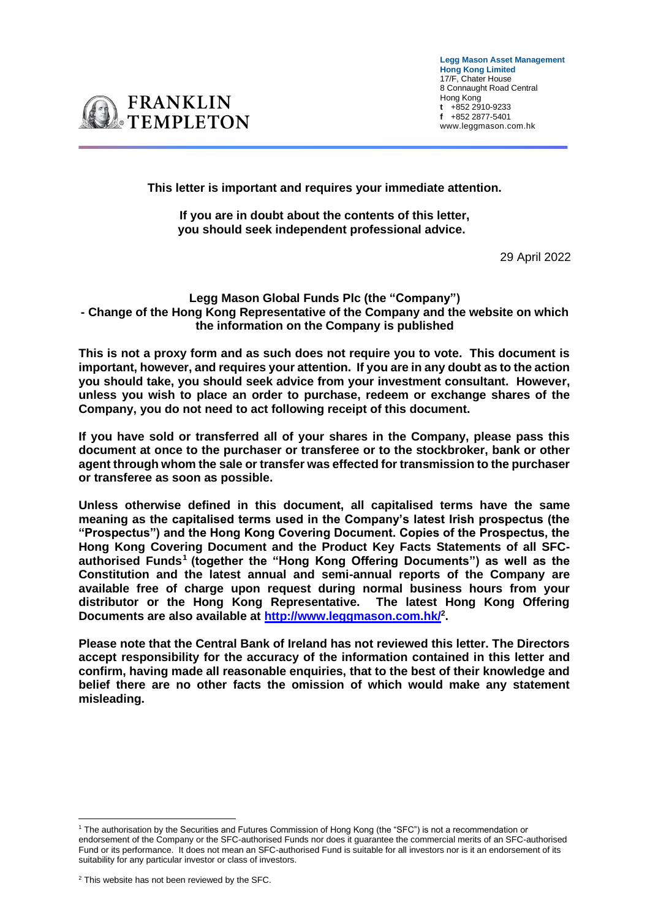FRANKLIN TEMPLETON

**Legg Mason Asset Management Hong Kong Limited**
17/F, Chater House
8 Connaught Road Central
Hong Kong
t +852 2910-9233
f +852 2877-5401
www.leggmason.com.hk

**This letter is important and requires your immediate attention.**

**If you are in doubt about the contents of this letter, you should seek independent professional advice.**

29 April 2022

**Legg Mason Global Funds Plc (the "Company")**
**- Change of the Hong Kong Representative of the Company and the website on which the information on the Company is published**

**This is not a proxy form and as such does not require you to vote. This document is important, however, and requires your attention. If you are in any doubt as to the action you should take, you should seek advice from your investment consultant. However, unless you wish to place an order to purchase, redeem or exchange shares of the Company, you do not need to act following receipt of this document.**

**If you have sold or transferred all of your shares in the Company, please pass this document at once to the purchaser or transferee or to the stockbroker, bank or other agent through whom the sale or transfer was effected for transmission to the purchaser or transferee as soon as possible.**

**Unless otherwise defined in this document, all capitalised terms have the same meaning as the capitalised terms used in the Company's latest Irish prospectus (the "Prospectus") and the Hong Kong Covering Document. Copies of the Prospectus, the Hong Kong Covering Document and the Product Key Facts Statements of all SFC-authorised Funds[1] (together the "Hong Kong Offering Documents") as well as the Constitution and the latest annual and semi-annual reports of the Company are available free of charge upon request during normal business hours from your distributor or the Hong Kong Representative. The latest Hong Kong Offering Documents are also available at [http://www.leggmason.com.hk/](http://www.leggmason.com.hk/)[2].**

**Please note that the Central Bank of Ireland has not reviewed this letter. The Directors accept responsibility for the accuracy of the information contained in this letter and confirm, having made all reasonable enquiries, that to the best of their knowledge and belief there are no other facts the omission of which would make any statement misleading.**

---

[1] The authorisation by the Securities and Futures Commission of Hong Kong (the "SFC") is not a recommendation or endorsement of the Company or the SFC-authorised Funds nor does it guarantee the commercial merits of an SFC-authorised Fund or its performance. It does not mean an SFC-authorised Fund is suitable for all investors nor is it an endorsement of its suitability for any particular investor or class of investors.

[2] This website has not been reviewed by the SFC.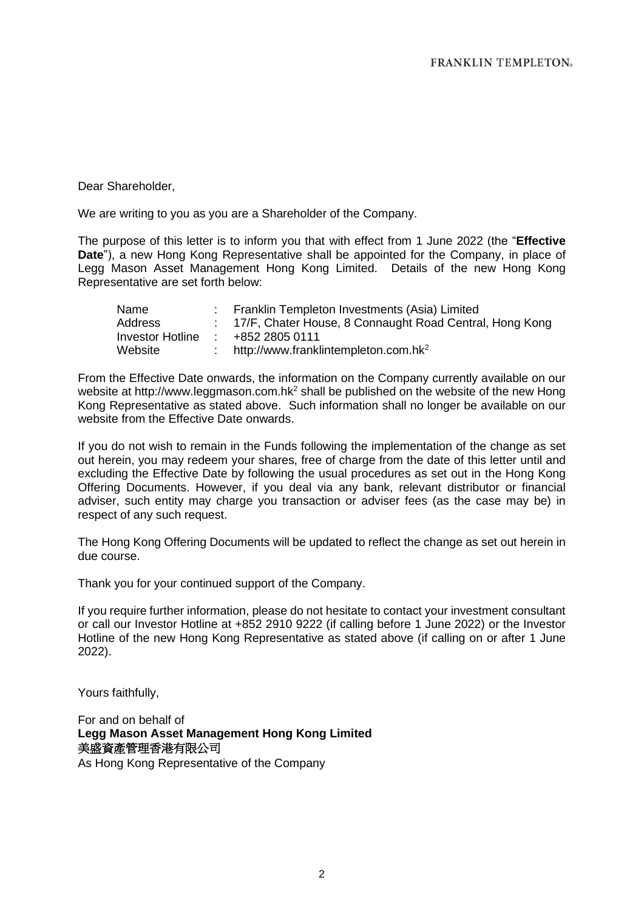Dear Shareholder,

We are writing to you as you are a Shareholder of the Company.

The purpose of this letter is to inform you that with effect from 1 June 2022 (the "**Effective Date**"), a new Hong Kong Representative shall be appointed for the Company, in place of Legg Mason Asset Management Hong Kong Limited. Details of the new Hong Kong Representative are set forth below:

| | | |
|---|---|---|
| Name | : | Franklin Templeton Investments (Asia) Limited |
| Address | : | 17/F, Chater House, 8 Connaught Road Central, Hong Kong |
| Investor Hotline | : | +852 2805 0111 |
| Website | : | http://www.franklintempleton.com.hk[2] |

From the Effective Date onwards, the information on the Company currently available on our website at http://www.leggmason.com.hk[2] shall be published on the website of the new Hong Kong Representative as stated above. Such information shall no longer be available on our website from the Effective Date onwards.

If you do not wish to remain in the Funds following the implementation of the change as set out herein, you may redeem your shares, free of charge from the date of this letter until and excluding the Effective Date by following the usual procedures as set out in the Hong Kong Offering Documents. However, if you deal via any bank, relevant distributor or financial adviser, such entity may charge you transaction or adviser fees (as the case may be) in respect of any such request.

The Hong Kong Offering Documents will be updated to reflect the change as set out herein in due course.

Thank you for your continued support of the Company.

If you require further information, please do not hesitate to contact your investment consultant or call our Investor Hotline at +852 2910 9222 (if calling before 1 June 2022) or the Investor Hotline of the new Hong Kong Representative as stated above (if calling on or after 1 June 2022).

Yours faithfully,

For and on behalf of
**Legg Mason Asset Management Hong Kong Limited**
美盛資產管理香港有限公司
As Hong Kong Representative of the Company